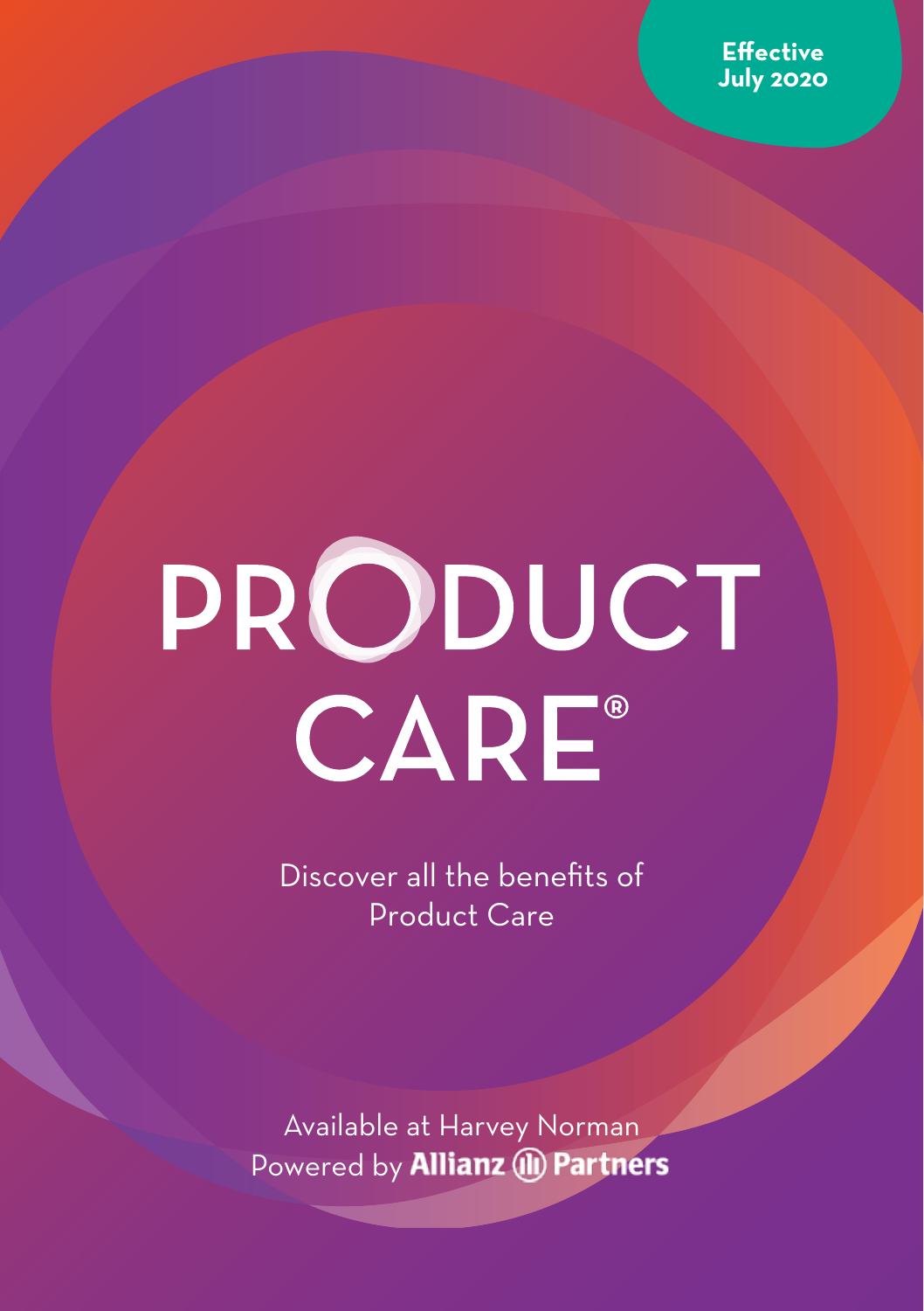**Effective July 2020**

# PRODUCT CARE®

Discover all the benefits of Product Care

Available at Harvey Norman
Powered by **Allianz Partners**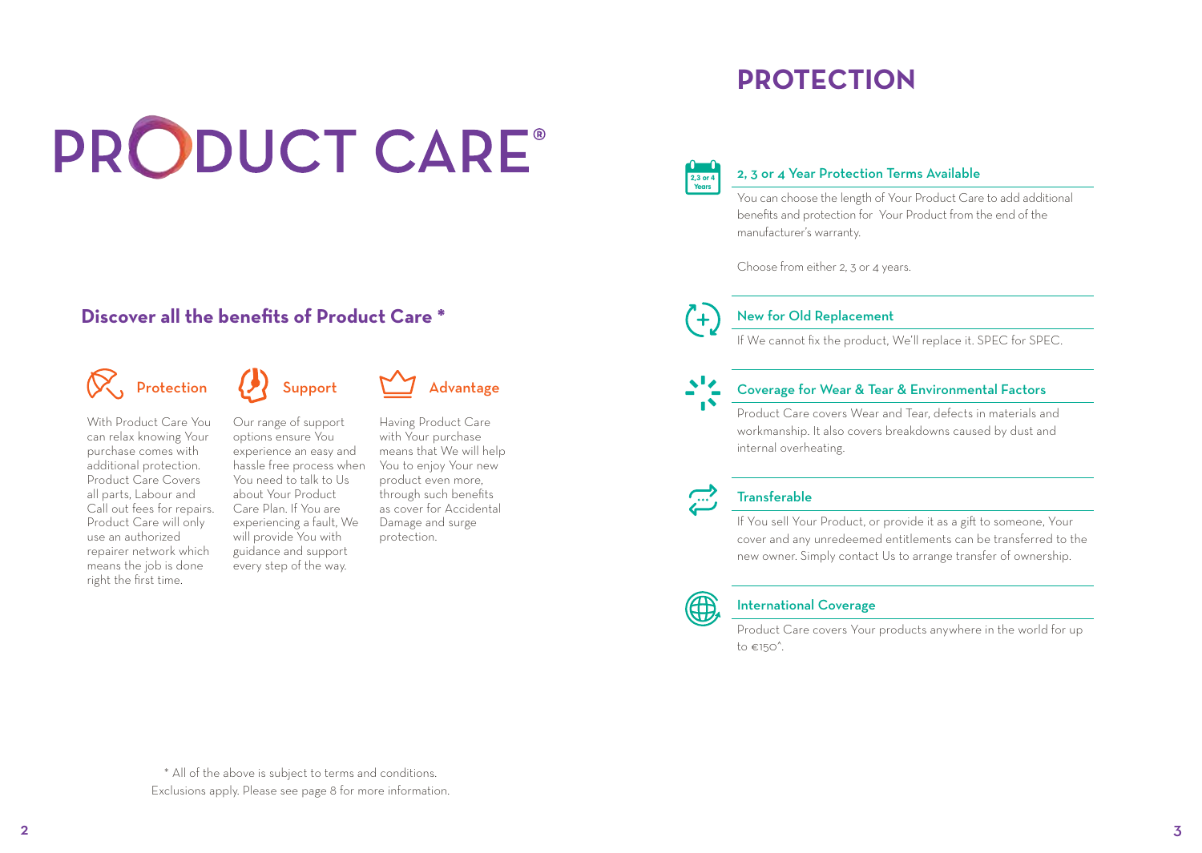# PRODUCT CARE®

## Discover all the benefits of Product Care *

### Protection

With Product Care You can relax knowing Your purchase comes with additional protection. Product Care Covers all parts, Labour and Call out fees for repairs. Product Care will only use an authorized repairer network which means the job is done right the first time.

### Support

Our range of support options ensure You experience an easy and hassle free process when You need to talk to Us about Your Product Care Plan. If You are experiencing a fault, We will provide You with guidance and support every step of the way.

### Advantage

Having Product Care with Your purchase means that We will help You to enjoy Your new product even more, through such benefits as cover for Accidental Damage and surge protection.

* All of the above is subject to terms and conditions. Exclusions apply. Please see page 8 for more information.

# PROTECTION

### 2, 3 or 4 Year Protection Terms Available

You can choose the length of Your Product Care to add additional benefits and protection for Your Product from the end of the manufacturer's warranty.

Choose from either 2, 3 or 4 years.

### New for Old Replacement

If We cannot fix the product, We'll replace it. SPEC for SPEC.

### Coverage for Wear & Tear & Environmental Factors

Product Care covers Wear and Tear, defects in materials and workmanship. It also covers breakdowns caused by dust and internal overheating.

### Transferable

If You sell Your Product, or provide it as a gift to someone, Your cover and any unredeemed entitlements can be transferred to the new owner. Simply contact Us to arrange transfer of ownership.

### International Coverage

Product Care covers Your products anywhere in the world for up to €150^.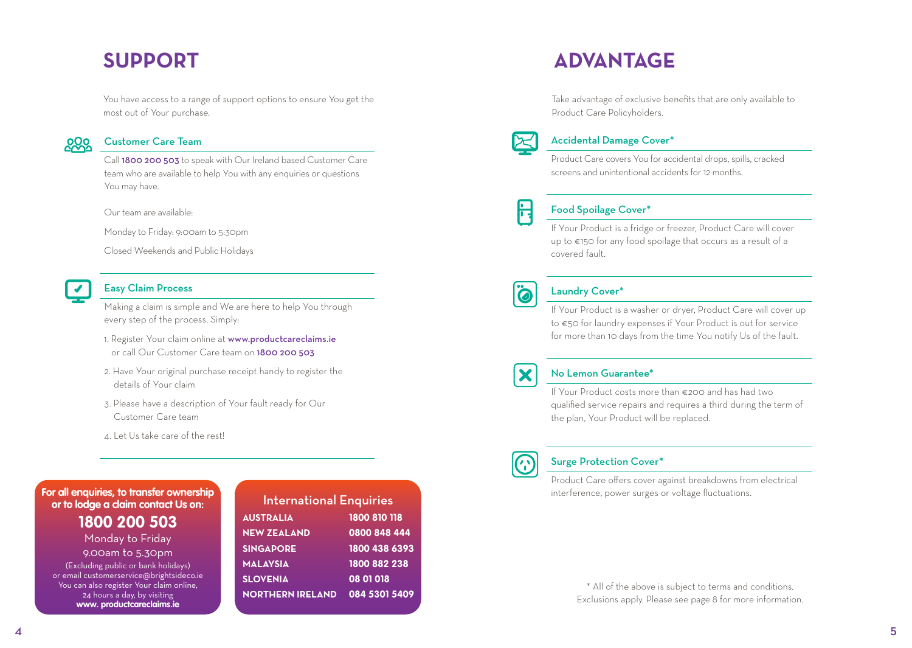# SUPPORT

You have access to a range of support options to ensure You get the most out of Your purchase.

### Customer Care Team

Call **1800 200 503** to speak with Our Ireland based Customer Care team who are available to help You with any enquiries or questions You may have.

Our team are available:

Monday to Friday: 9:00am to 5:30pm

Closed Weekends and Public Holidays

### Easy Claim Process

Making a claim is simple and We are here to help You through every step of the process. Simply:

1. Register Your claim online at **www.productcareclaims.ie** or call Our Customer Care team on **1800 200 503**
2. Have Your original purchase receipt handy to register the details of Your claim
3. Please have a description of Your fault ready for Our Customer Care team
4. Let Us take care of the rest!

**For all enquiries, to transfer ownership or to lodge a claim contact Us on:**

**1800 200 503**

Monday to Friday

9.00am to 5.30pm

(Excluding public or bank holidays)
or email customerservice@brightsideco.ie
You can also register Your claim online, 24 hours a day, by visiting
**www. productcareclaims.ie**

### International Enquiries

| | |
|---|---|
| **AUSTRALIA** | **1800 810 118** |
| **NEW ZEALAND** | **0800 848 444** |
| **SINGAPORE** | **1800 438 6393** |
| **MALAYSIA** | **1800 882 238** |
| **SLOVENIA** | **08 01 018** |
| **NORTHERN IRELAND** | **084 5301 5409** |

# ADVANTAGE

Take advantage of exclusive benefits that are only available to Product Care Policyholders.

### Accidental Damage Cover*

Product Care covers You for accidental drops, spills, cracked screens and unintentional accidents for 12 months.

### Food Spoilage Cover*

If Your Product is a fridge or freezer, Product Care will cover up to €150 for any food spoilage that occurs as a result of a covered fault.

### Laundry Cover*

If Your Product is a washer or dryer, Product Care will cover up to €50 for laundry expenses if Your Product is out for service for more than 10 days from the time You notify Us of the fault.

### No Lemon Guarantee*

If Your Product costs more than €200 and has had two qualified service repairs and requires a third during the term of the plan, Your Product will be replaced.

### Surge Protection Cover*

Product Care offers cover against breakdowns from electrical interference, power surges or voltage fluctuations.

\* All of the above is subject to terms and conditions. Exclusions apply. Please see page 8 for more information.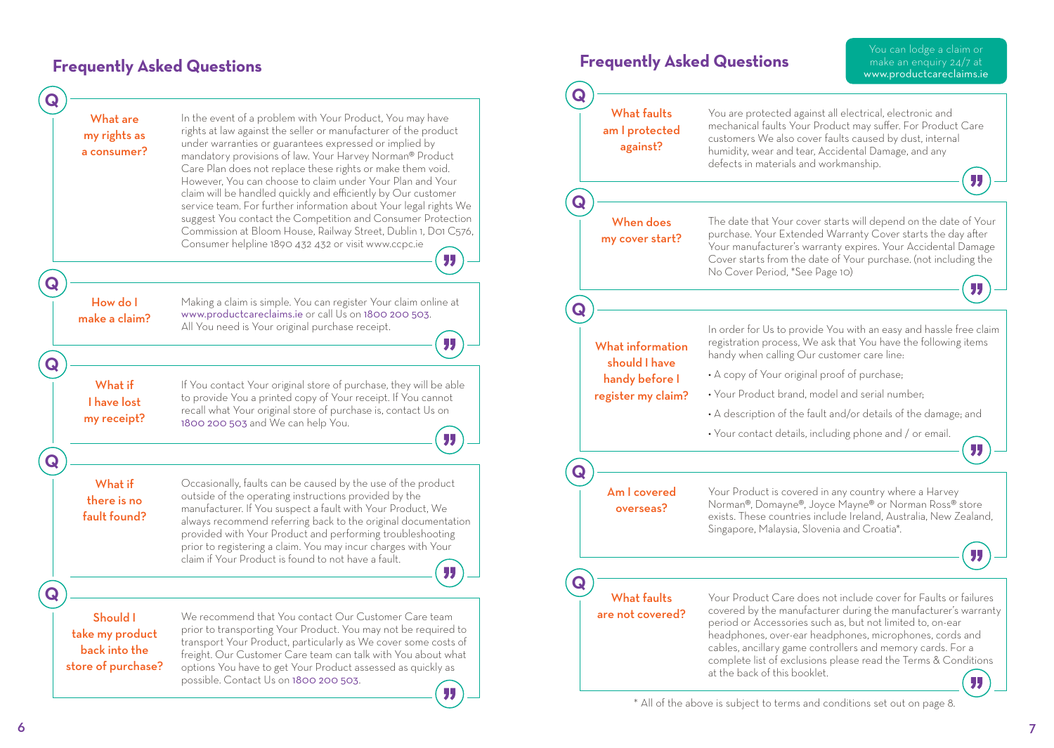## Frequently Asked Questions

### What are my rights as a consumer?

In the event of a problem with Your Product, You may have rights at law against the seller or manufacturer of the product under warranties or guarantees expressed or implied by mandatory provisions of law. Your Harvey Norman® Product Care Plan does not replace these rights or make them void. However, You can choose to claim under Your Plan and Your claim will be handled quickly and efficiently by Our customer service team. For further information about Your legal rights We suggest You contact the Competition and Consumer Protection Commission at Bloom House, Railway Street, Dublin 1, D01 C576, Consumer helpline 1890 432 432 or visit www.ccpc.ie

### How do I make a claim?

Making a claim is simple. You can register Your claim online at www.productcareclaims.ie or call Us on 1800 200 503. All You need is Your original purchase receipt.

### What if I have lost my receipt?

If You contact Your original store of purchase, they will be able to provide You a printed copy of Your receipt. If You cannot recall what Your original store of purchase is, contact Us on 1800 200 503 and We can help You.

### What if there is no fault found?

Occasionally, faults can be caused by the use of the product outside of the operating instructions provided by the manufacturer. If You suspect a fault with Your Product, We always recommend referring back to the original documentation provided with Your Product and performing troubleshooting prior to registering a claim. You may incur charges with Your claim if Your Product is found to not have a fault.

### Should I take my product back into the store of purchase?

We recommend that You contact Our Customer Care team prior to transporting Your Product. You may not be required to transport Your Product, particularly as We cover some costs of freight. Our Customer Care team can talk with You about what options You have to get Your Product assessed as quickly as possible. Contact Us on 1800 200 503.

## Frequently Asked Questions

You can lodge a claim or make an enquiry 24/7 at www.productcareclaims.ie

### What faults am I protected against?

You are protected against all electrical, electronic and mechanical faults Your Product may suffer. For Product Care customers We also cover faults caused by dust, internal humidity, wear and tear, Accidental Damage, and any defects in materials and workmanship.

### When does my cover start?

The date that Your cover starts will depend on the date of Your purchase. Your Extended Warranty Cover starts the day after Your manufacturer's warranty expires. Your Accidental Damage Cover starts from the date of Your purchase. (not including the No Cover Period, *See Page 10)

### What information should I have handy before I register my claim?

In order for Us to provide You with an easy and hassle free claim registration process, We ask that You have the following items handy when calling Our customer care line:

- A copy of Your original proof of purchase;
- Your Product brand, model and serial number;
- A description of the fault and/or details of the damage; and
- Your contact details, including phone and / or email.

### Am I covered overseas?

Your Product is covered in any country where a Harvey Norman®, Domayne®, Joyce Mayne® or Norman Ross® store exists. These countries include Ireland, Australia, New Zealand, Singapore, Malaysia, Slovenia and Croatia*.

### What faults are not covered?

Your Product Care does not include cover for Faults or failures covered by the manufacturer during the manufacturer's warranty period or Accessories such as, but not limited to, on-ear headphones, over-ear headphones, microphones, cords and cables, ancillary game controllers and memory cards. For a complete list of exclusions please read the Terms & Conditions at the back of this booklet.

* All of the above is subject to terms and conditions set out on page 8.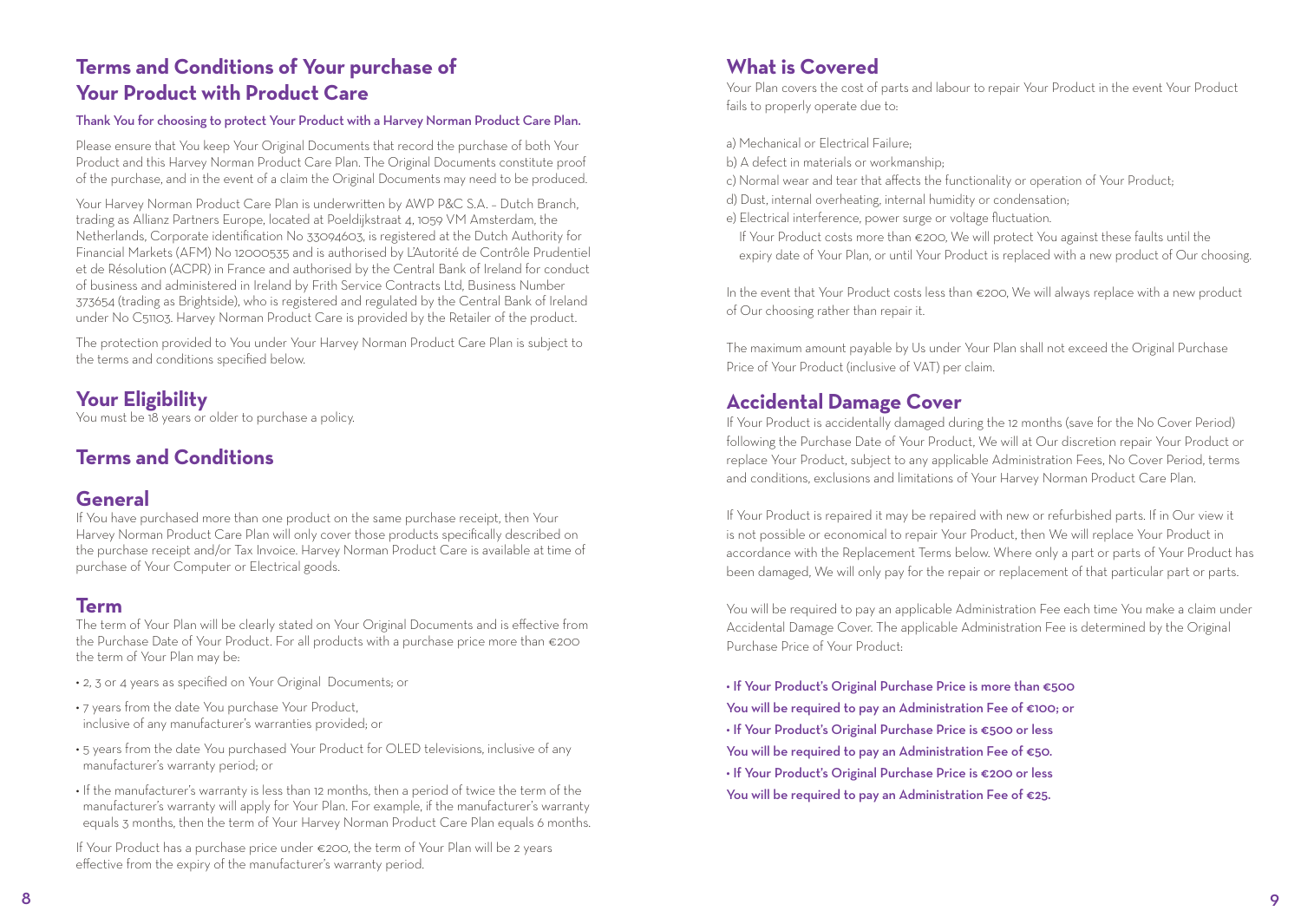## Terms and Conditions of Your purchase of Your Product with Product Care

**Thank You for choosing to protect Your Product with a Harvey Norman Product Care Plan.**

Please ensure that You keep Your Original Documents that record the purchase of both Your Product and this Harvey Norman Product Care Plan. The Original Documents constitute proof of the purchase, and in the event of a claim the Original Documents may need to be produced.

Your Harvey Norman Product Care Plan is underwritten by AWP P&C S.A. – Dutch Branch, trading as Allianz Partners Europe, located at Poeldijkstraat 4, 1059 VM Amsterdam, the Netherlands, Corporate identification No 33094603, is registered at the Dutch Authority for Financial Markets (AFM) No 12000535 and is authorised by L'Autorité de Contrôle Prudentiel et de Résolution (ACPR) in France and authorised by the Central Bank of Ireland for conduct of business and administered in Ireland by Frith Service Contracts Ltd, Business Number 373654 (trading as Brightside), who is registered and regulated by the Central Bank of Ireland under No C51103. Harvey Norman Product Care is provided by the Retailer of the product.

The protection provided to You under Your Harvey Norman Product Care Plan is subject to the terms and conditions specified below.

## Your Eligibility

You must be 18 years or older to purchase a policy.

## Terms and Conditions

### General

If You have purchased more than one product on the same purchase receipt, then Your Harvey Norman Product Care Plan will only cover those products specifically described on the purchase receipt and/or Tax Invoice. Harvey Norman Product Care is available at time of purchase of Your Computer or Electrical goods.

### Term

The term of Your Plan will be clearly stated on Your Original Documents and is effective from the Purchase Date of Your Product. For all products with a purchase price more than €200 the term of Your Plan may be:

- 2, 3 or 4 years as specified on Your Original Documents; or
- 7 years from the date You purchase Your Product, inclusive of any manufacturer's warranties provided; or
- 5 years from the date You purchased Your Product for OLED televisions, inclusive of any manufacturer's warranty period; or
- If the manufacturer's warranty is less than 12 months, then a period of twice the term of the manufacturer's warranty will apply for Your Plan. For example, if the manufacturer's warranty equals 3 months, then the term of Your Harvey Norman Product Care Plan equals 6 months.

If Your Product has a purchase price under €200, the term of Your Plan will be 2 years effective from the expiry of the manufacturer's warranty period.

## What is Covered

Your Plan covers the cost of parts and labour to repair Your Product in the event Your Product fails to properly operate due to:

a) Mechanical or Electrical Failure;
b) A defect in materials or workmanship;
c) Normal wear and tear that affects the functionality or operation of Your Product;
d) Dust, internal overheating, internal humidity or condensation;
e) Electrical interference, power surge or voltage fluctuation.
If Your Product costs more than €200, We will protect You against these faults until the expiry date of Your Plan, or until Your Product is replaced with a new product of Our choosing.

In the event that Your Product costs less than €200, We will always replace with a new product of Our choosing rather than repair it.

The maximum amount payable by Us under Your Plan shall not exceed the Original Purchase Price of Your Product (inclusive of VAT) per claim.

## Accidental Damage Cover

If Your Product is accidentally damaged during the 12 months (save for the No Cover Period) following the Purchase Date of Your Product, We will at Our discretion repair Your Product or replace Your Product, subject to any applicable Administration Fees, No Cover Period, terms and conditions, exclusions and limitations of Your Harvey Norman Product Care Plan.

If Your Product is repaired it may be repaired with new or refurbished parts. If in Our view it is not possible or economical to repair Your Product, then We will replace Your Product in accordance with the Replacement Terms below. Where only a part or parts of Your Product has been damaged, We will only pay for the repair or replacement of that particular part or parts.

You will be required to pay an applicable Administration Fee each time You make a claim under Accidental Damage Cover. The applicable Administration Fee is determined by the Original Purchase Price of Your Product:

- **If Your Product's Original Purchase Price is more than €500 You will be required to pay an Administration Fee of €100; or**
- **If Your Product's Original Purchase Price is €500 or less You will be required to pay an Administration Fee of €50.**
- **If Your Product's Original Purchase Price is €200 or less You will be required to pay an Administration Fee of €25.**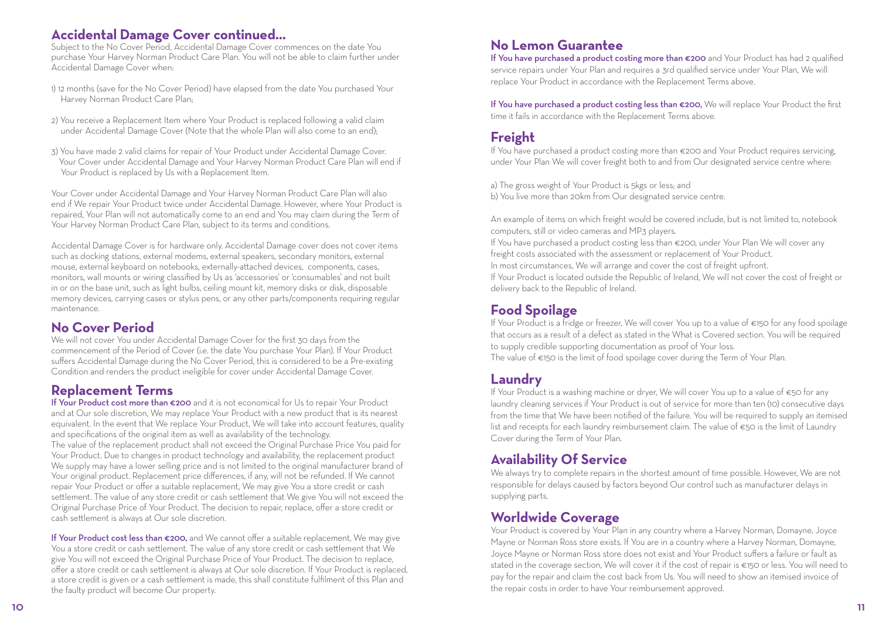## Accidental Damage Cover continued...

Subject to the No Cover Period, Accidental Damage Cover commences on the date You purchase Your Harvey Norman Product Care Plan. You will not be able to claim further under Accidental Damage Cover when:

1) 12 months (save for the No Cover Period) have elapsed from the date You purchased Your Harvey Norman Product Care Plan;

2) You receive a Replacement Item where Your Product is replaced following a valid claim under Accidental Damage Cover (Note that the whole Plan will also come to an end);

3) You have made 2 valid claims for repair of Your Product under Accidental Damage Cover. Your Cover under Accidental Damage and Your Harvey Norman Product Care Plan will end if Your Product is replaced by Us with a Replacement Item.

Your Cover under Accidental Damage and Your Harvey Norman Product Care Plan will also end if We repair Your Product twice under Accidental Damage. However, where Your Product is repaired, Your Plan will not automatically come to an end and You may claim during the Term of Your Harvey Norman Product Care Plan, subject to its terms and conditions.

Accidental Damage Cover is for hardware only. Accidental Damage cover does not cover items such as docking stations, external modems, external speakers, secondary monitors, external mouse, external keyboard on notebooks, externally-attached devices, components, cases, monitors, wall mounts or wiring classified by Us as 'accessories' or 'consumables' and not built in or on the base unit, such as light bulbs, ceiling mount kit, memory disks or disk, disposable memory devices, carrying cases or stylus pens, or any other parts/components requiring regular maintenance.

## No Cover Period

We will not cover You under Accidental Damage Cover for the first 30 days from the commencement of the Period of Cover (i.e. the date You purchase Your Plan). If Your Product suffers Accidental Damage during the No Cover Period, this is considered to be a Pre-existing Condition and renders the product ineligible for cover under Accidental Damage Cover.

## Replacement Terms

**If Your Product cost more than €200** and it is not economical for Us to repair Your Product and at Our sole discretion, We may replace Your Product with a new product that is its nearest equivalent. In the event that We replace Your Product, We will take into account features, quality and specifications of the original item as well as availability of the technology.

The value of the replacement product shall not exceed the Original Purchase Price You paid for Your Product. Due to changes in product technology and availability, the replacement product We supply may have a lower selling price and is not limited to the original manufacturer brand of Your original product. Replacement price differences, if any, will not be refunded. If We cannot repair Your Product or offer a suitable replacement, We may give You a store credit or cash settlement. The value of any store credit or cash settlement that We give You will not exceed the Original Purchase Price of Your Product. The decision to repair, replace, offer a store credit or cash settlement is always at Our sole discretion.

**If Your Product cost less than €200,** and We cannot offer a suitable replacement, We may give You a store credit or cash settlement. The value of any store credit or cash settlement that We give You will not exceed the Original Purchase Price of Your Product. The decision to replace, offer a store credit or cash settlement is always at Our sole discretion. If Your Product is replaced, a store credit is given or a cash settlement is made, this shall constitute fulfilment of this Plan and the faulty product will become Our property.

## No Lemon Guarantee

**If You have purchased a product costing more than €200** and Your Product has had 2 qualified service repairs under Your Plan and requires a 3rd qualified service under Your Plan, We will replace Your Product in accordance with the Replacement Terms above.

**If You have purchased a product costing less than €200,** We will replace Your Product the first time it fails in accordance with the Replacement Terms above.

## Freight

If You have purchased a product costing more than €200 and Your Product requires servicing, under Your Plan We will cover freight both to and from Our designated service centre where:

a) The gross weight of Your Product is 5kgs or less; and
b) You live more than 20km from Our designated service centre.

An example of items on which freight would be covered include, but is not limited to, notebook computers, still or video cameras and MP3 players.
If You have purchased a product costing less than €200, under Your Plan We will cover any freight costs associated with the assessment or replacement of Your Product.
In most circumstances, We will arrange and cover the cost of freight upfront.
If Your Product is located outside the Republic of Ireland, We will not cover the cost of freight or delivery back to the Republic of Ireland.

## Food Spoilage

If Your Product is a fridge or freezer, We will cover You up to a value of €150 for any food spoilage that occurs as a result of a defect as stated in the What is Covered section. You will be required to supply credible supporting documentation as proof of Your loss.
The value of €150 is the limit of food spoilage cover during the Term of Your Plan.

## Laundry

If Your Product is a washing machine or dryer, We will cover You up to a value of €50 for any laundry cleaning services if Your Product is out of service for more than ten (10) consecutive days from the time that We have been notified of the failure. You will be required to supply an itemised list and receipts for each laundry reimbursement claim. The value of €50 is the limit of Laundry Cover during the Term of Your Plan.

## Availability Of Service

We always try to complete repairs in the shortest amount of time possible. However, We are not responsible for delays caused by factors beyond Our control such as manufacturer delays in supplying parts.

## Worldwide Coverage

Your Product is covered by Your Plan in any country where a Harvey Norman, Domayne, Joyce Mayne or Norman Ross store exists. If You are in a country where a Harvey Norman, Domayne, Joyce Mayne or Norman Ross store does not exist and Your Product suffers a failure or fault as stated in the coverage section, We will cover it if the cost of repair is €150 or less. You will need to pay for the repair and claim the cost back from Us. You will need to show an itemised invoice of the repair costs in order to have Your reimbursement approved.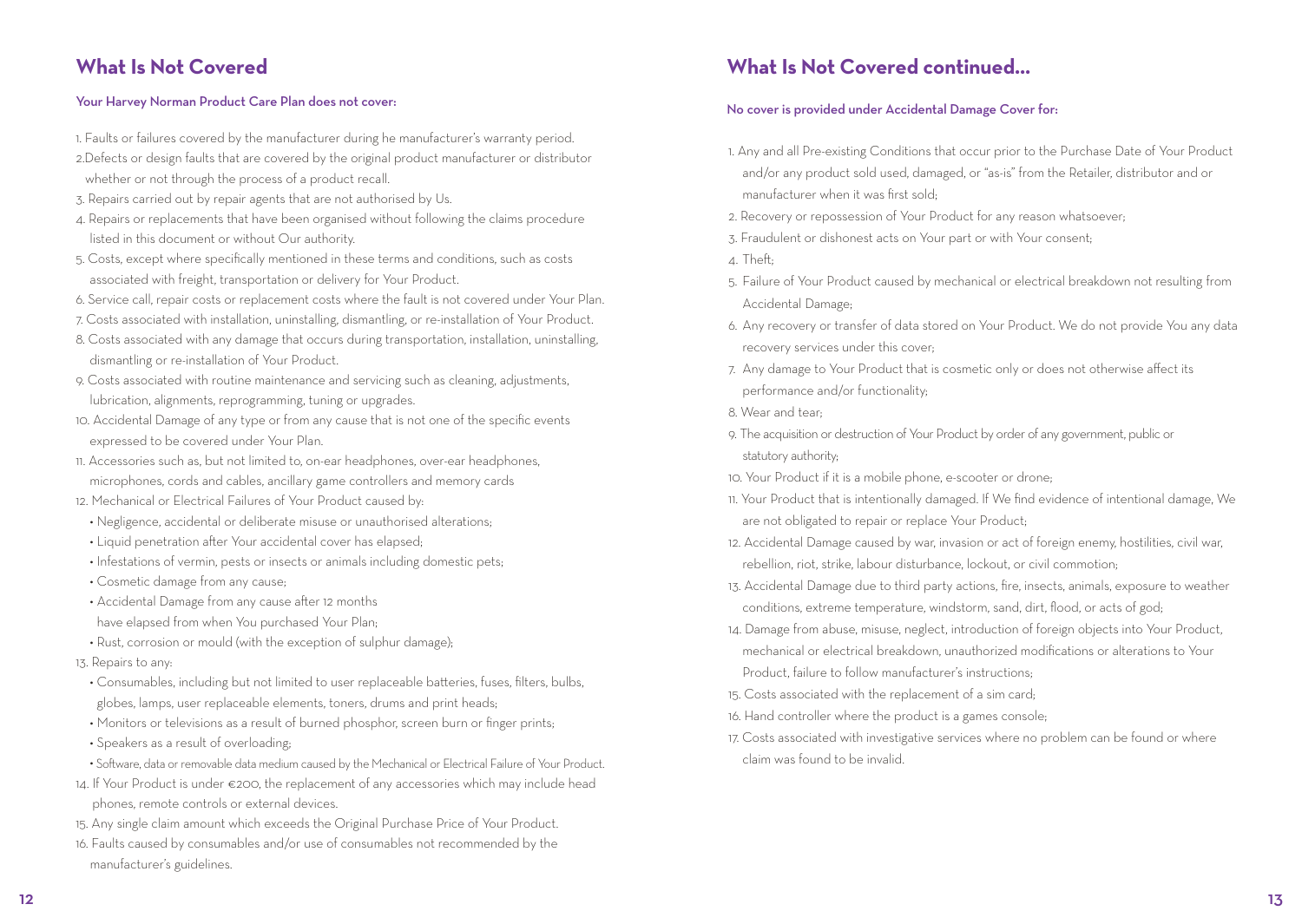## What Is Not Covered

**Your Harvey Norman Product Care Plan does not cover:**

1. Faults or failures covered by the manufacturer during he manufacturer's warranty period.
2. Defects or design faults that are covered by the original product manufacturer or distributor whether or not through the process of a product recall.
3. Repairs carried out by repair agents that are not authorised by Us.
4. Repairs or replacements that have been organised without following the claims procedure listed in this document or without Our authority.
5. Costs, except where specifically mentioned in these terms and conditions, such as costs associated with freight, transportation or delivery for Your Product.
6. Service call, repair costs or replacement costs where the fault is not covered under Your Plan.
7. Costs associated with installation, uninstalling, dismantling, or re-installation of Your Product.
8. Costs associated with any damage that occurs during transportation, installation, uninstalling, dismantling or re-installation of Your Product.
9. Costs associated with routine maintenance and servicing such as cleaning, adjustments, lubrication, alignments, reprogramming, tuning or upgrades.
10. Accidental Damage of any type or from any cause that is not one of the specific events expressed to be covered under Your Plan.
11. Accessories such as, but not limited to, on-ear headphones, over-ear headphones, microphones, cords and cables, ancillary game controllers and memory cards
12. Mechanical or Electrical Failures of Your Product caused by:
    - Negligence, accidental or deliberate misuse or unauthorised alterations;
    - Liquid penetration after Your accidental cover has elapsed;
    - Infestations of vermin, pests or insects or animals including domestic pets;
    - Cosmetic damage from any cause;
    - Accidental Damage from any cause after 12 months have elapsed from when You purchased Your Plan;
    - Rust, corrosion or mould (with the exception of sulphur damage);
13. Repairs to any:
    - Consumables, including but not limited to user replaceable batteries, fuses, filters, bulbs, globes, lamps, user replaceable elements, toners, drums and print heads;
    - Monitors or televisions as a result of burned phosphor, screen burn or finger prints;
    - Speakers as a result of overloading;
    - Software, data or removable data medium caused by the Mechanical or Electrical Failure of Your Product.
14. If Your Product is under €200, the replacement of any accessories which may include head phones, remote controls or external devices.
15. Any single claim amount which exceeds the Original Purchase Price of Your Product.
16. Faults caused by consumables and/or use of consumables not recommended by the manufacturer's guidelines.

## What Is Not Covered continued...

**No cover is provided under Accidental Damage Cover for:**

1. Any and all Pre-existing Conditions that occur prior to the Purchase Date of Your Product and/or any product sold used, damaged, or "as-is" from the Retailer, distributor and or manufacturer when it was first sold;
2. Recovery or repossession of Your Product for any reason whatsoever;
3. Fraudulent or dishonest acts on Your part or with Your consent;
4. Theft;
5. Failure of Your Product caused by mechanical or electrical breakdown not resulting from Accidental Damage;
6. Any recovery or transfer of data stored on Your Product. We do not provide You any data recovery services under this cover;
7. Any damage to Your Product that is cosmetic only or does not otherwise affect its performance and/or functionality;
8. Wear and tear;
9. The acquisition or destruction of Your Product by order of any government, public or statutory authority;
10. Your Product if it is a mobile phone, e-scooter or drone;
11. Your Product that is intentionally damaged. If We find evidence of intentional damage, We are not obligated to repair or replace Your Product;
12. Accidental Damage caused by war, invasion or act of foreign enemy, hostilities, civil war, rebellion, riot, strike, labour disturbance, lockout, or civil commotion;
13. Accidental Damage due to third party actions, fire, insects, animals, exposure to weather conditions, extreme temperature, windstorm, sand, dirt, flood, or acts of god;
14. Damage from abuse, misuse, neglect, introduction of foreign objects into Your Product, mechanical or electrical breakdown, unauthorized modifications or alterations to Your Product, failure to follow manufacturer's instructions;
15. Costs associated with the replacement of a sim card;
16. Hand controller where the product is a games console;
17. Costs associated with investigative services where no problem can be found or where claim was found to be invalid.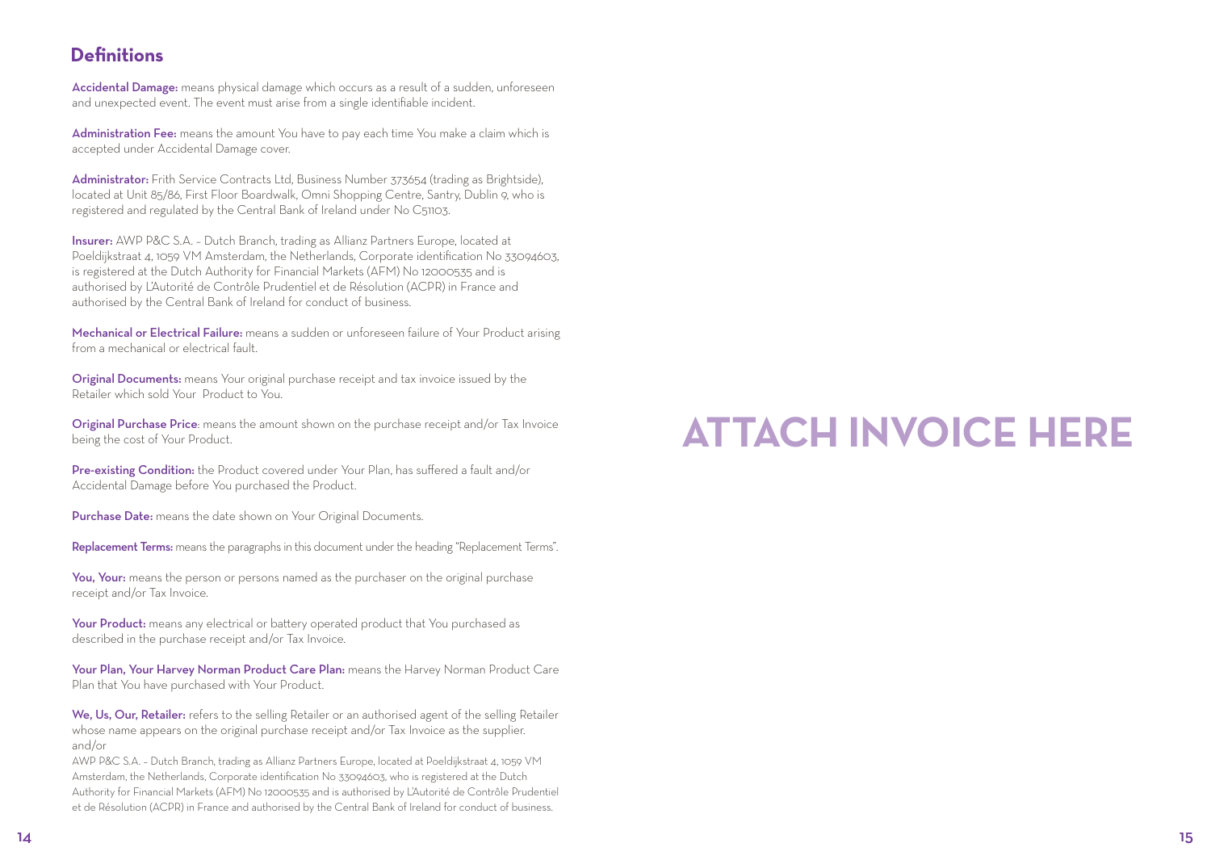## Definitions

**Accidental Damage:** means physical damage which occurs as a result of a sudden, unforeseen and unexpected event. The event must arise from a single identifiable incident.

**Administration Fee:** means the amount You have to pay each time You make a claim which is accepted under Accidental Damage cover.

**Administrator:** Frith Service Contracts Ltd, Business Number 373654 (trading as Brightside), located at Unit 85/86, First Floor Boardwalk, Omni Shopping Centre, Santry, Dublin 9, who is registered and regulated by the Central Bank of Ireland under No C51103.

**Insurer:** AWP P&C S.A. – Dutch Branch, trading as Allianz Partners Europe, located at Poeldijkstraat 4, 1059 VM Amsterdam, the Netherlands, Corporate identification No 33094603, is registered at the Dutch Authority for Financial Markets (AFM) No 12000535 and is authorised by L'Autorité de Contrôle Prudentiel et de Résolution (ACPR) in France and authorised by the Central Bank of Ireland for conduct of business.

**Mechanical or Electrical Failure:** means a sudden or unforeseen failure of Your Product arising from a mechanical or electrical fault.

**Original Documents:** means Your original purchase receipt and tax invoice issued by the Retailer which sold Your Product to You.

**Original Purchase Price**: means the amount shown on the purchase receipt and/or Tax Invoice being the cost of Your Product.

**Pre-existing Condition:** the Product covered under Your Plan, has suffered a fault and/or Accidental Damage before You purchased the Product.

**Purchase Date:** means the date shown on Your Original Documents.

**Replacement Terms:** means the paragraphs in this document under the heading "Replacement Terms".

**You, Your:** means the person or persons named as the purchaser on the original purchase receipt and/or Tax Invoice.

**Your Product:** means any electrical or battery operated product that You purchased as described in the purchase receipt and/or Tax Invoice.

**Your Plan, Your Harvey Norman Product Care Plan:** means the Harvey Norman Product Care Plan that You have purchased with Your Product.

**We, Us, Our, Retailer:** refers to the selling Retailer or an authorised agent of the selling Retailer whose name appears on the original purchase receipt and/or Tax Invoice as the supplier. and/or

AWP P&C S.A. – Dutch Branch, trading as Allianz Partners Europe, located at Poeldijkstraat 4, 1059 VM Amsterdam, the Netherlands, Corporate identification No 33094603, who is registered at the Dutch Authority for Financial Markets (AFM) No 12000535 and is authorised by L'Autorité de Contrôle Prudentiel et de Résolution (ACPR) in France and authorised by the Central Bank of Ireland for conduct of business.

# ATTACH INVOICE HERE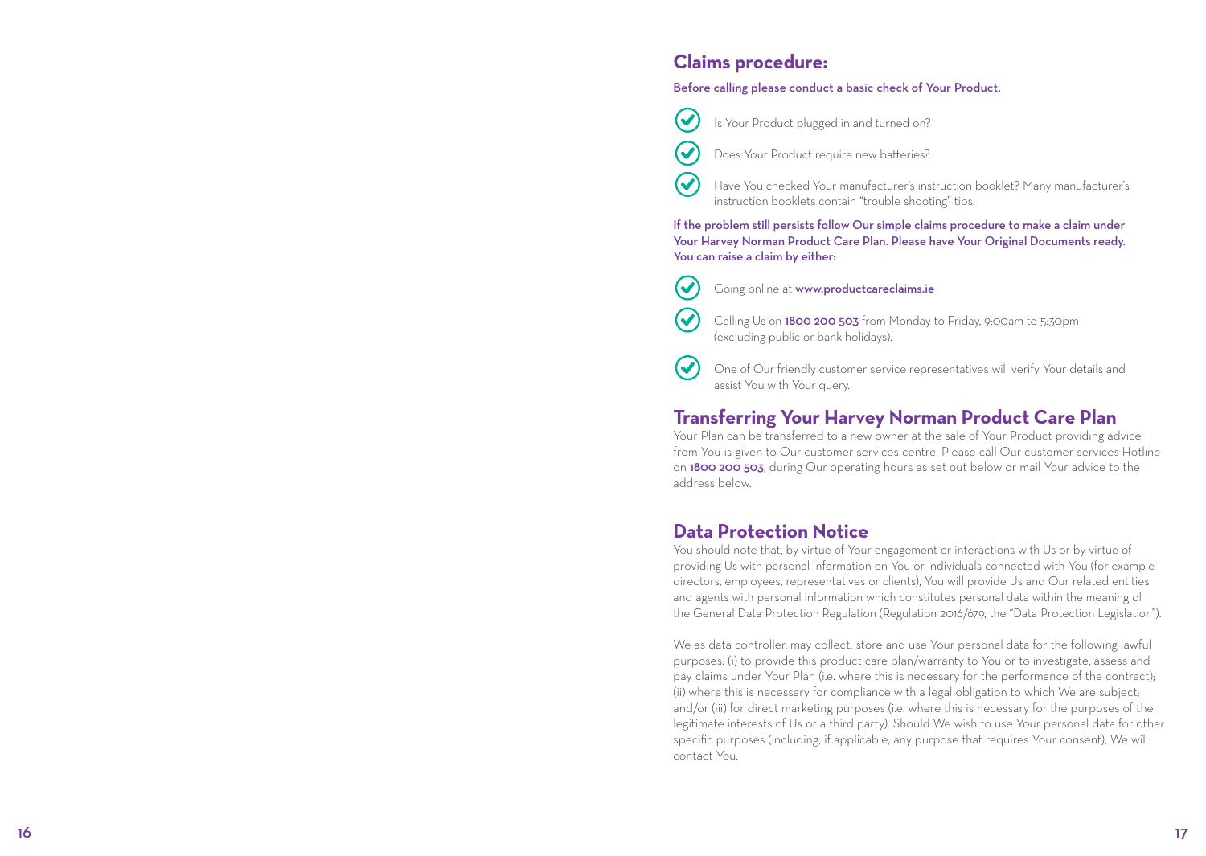## Claims procedure:

**Before calling please conduct a basic check of Your Product.**

- Is Your Product plugged in and turned on?
- Does Your Product require new batteries?
- Have You checked Your manufacturer's instruction booklet? Many manufacturer's instruction booklets contain "trouble shooting" tips.

**If the problem still persists follow Our simple claims procedure to make a claim under Your Harvey Norman Product Care Plan. Please have Your Original Documents ready. You can raise a claim by either:**

- Going online at **www.productcareclaims.ie**
- Calling Us on **1800 200 503** from Monday to Friday, 9:00am to 5:30pm (excluding public or bank holidays).
- One of Our friendly customer service representatives will verify Your details and assist You with Your query.

## Transferring Your Harvey Norman Product Care Plan

Your Plan can be transferred to a new owner at the sale of Your Product providing advice from You is given to Our customer services centre. Please call Our customer services Hotline on **1800 200 503**, during Our operating hours as set out below or mail Your advice to the address below.

## Data Protection Notice

You should note that, by virtue of Your engagement or interactions with Us or by virtue of providing Us with personal information on You or individuals connected with You (for example directors, employees, representatives or clients), You will provide Us and Our related entities and agents with personal information which constitutes personal data within the meaning of the General Data Protection Regulation (Regulation 2016/679, the "Data Protection Legislation").

We as data controller, may collect, store and use Your personal data for the following lawful purposes: (i) to provide this product care plan/warranty to You or to investigate, assess and pay claims under Your Plan (i.e. where this is necessary for the performance of the contract); (ii) where this is necessary for compliance with a legal obligation to which We are subject; and/or (iii) for direct marketing purposes (i.e. where this is necessary for the purposes of the legitimate interests of Us or a third party). Should We wish to use Your personal data for other specific purposes (including, if applicable, any purpose that requires Your consent), We will contact You.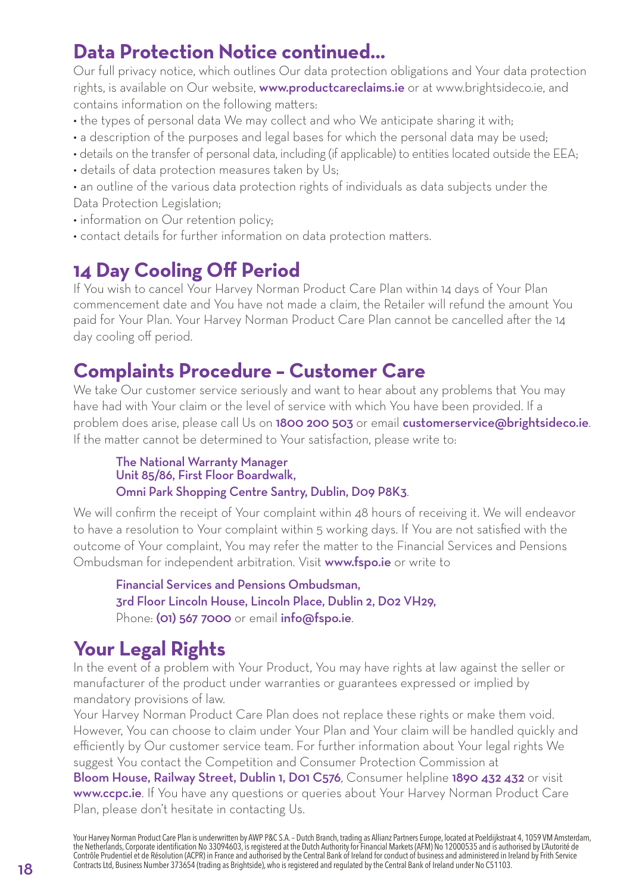## Data Protection Notice continued...

Our full privacy notice, which outlines Our data protection obligations and Your data protection rights, is available on Our website, **www.productcareclaims.ie** or at www.brightsideco.ie, and contains information on the following matters:

- the types of personal data We may collect and who We anticipate sharing it with;
- a description of the purposes and legal bases for which the personal data may be used;
- details on the transfer of personal data, including (if applicable) to entities located outside the EEA;
- details of data protection measures taken by Us;
- an outline of the various data protection rights of individuals as data subjects under the Data Protection Legislation;
- information on Our retention policy;
- contact details for further information on data protection matters.

## 14 Day Cooling Off Period

If You wish to cancel Your Harvey Norman Product Care Plan within 14 days of Your Plan commencement date and You have not made a claim, the Retailer will refund the amount You paid for Your Plan. Your Harvey Norman Product Care Plan cannot be cancelled after the 14 day cooling off period.

## Complaints Procedure – Customer Care

We take Our customer service seriously and want to hear about any problems that You may have had with Your claim or the level of service with which You have been provided. If a problem does arise, please call Us on **1800 200 503** or email **customerservice@brightsideco.ie**. If the matter cannot be determined to Your satisfaction, please write to:

The National Warranty Manager
Unit 85/86, First Floor Boardwalk,
Omni Park Shopping Centre Santry, Dublin, D09 P8K3.

We will confirm the receipt of Your complaint within 48 hours of receiving it. We will endeavor to have a resolution to Your complaint within 5 working days. If You are not satisfied with the outcome of Your complaint, You may refer the matter to the Financial Services and Pensions Ombudsman for independent arbitration. Visit **www.fspo.ie** or write to

Financial Services and Pensions Ombudsman,
3rd Floor Lincoln House, Lincoln Place, Dublin 2, D02 VH29,
Phone: **(01) 567 7000** or email **info@fspo.ie**.

## Your Legal Rights

In the event of a problem with Your Product, You may have rights at law against the seller or manufacturer of the product under warranties or guarantees expressed or implied by mandatory provisions of law.

Your Harvey Norman Product Care Plan does not replace these rights or make them void. However, You can choose to claim under Your Plan and Your claim will be handled quickly and efficiently by Our customer service team. For further information about Your legal rights We suggest You contact the Competition and Consumer Protection Commission at **Bloom House, Railway Street, Dublin 1, D01 C576**, Consumer helpline **1890 432 432** or visit **www.ccpc.ie**. If You have any questions or queries about Your Harvey Norman Product Care Plan, please don't hesitate in contacting Us.

Your Harvey Norman Product Care Plan is underwritten by AWP P&C S.A. – Dutch Branch, trading as Allianz Partners Europe, located at Poeldijkstraat 4, 1059 VM Amsterdam, the Netherlands, Corporate identification No 33094603, is registered at the Dutch Authority for Financial Markets (AFM) No 12000535 and is authorised by L'Autorité de Contrôle Prudentiel et de Résolution (ACPR) in France and authorised by the Central Bank of Ireland for conduct of business and administered in Ireland by Frith Service Contracts Ltd, Business Number 373654 (trading as Brightside), who is registered and regulated by the Central Bank of Ireland under No C51103.